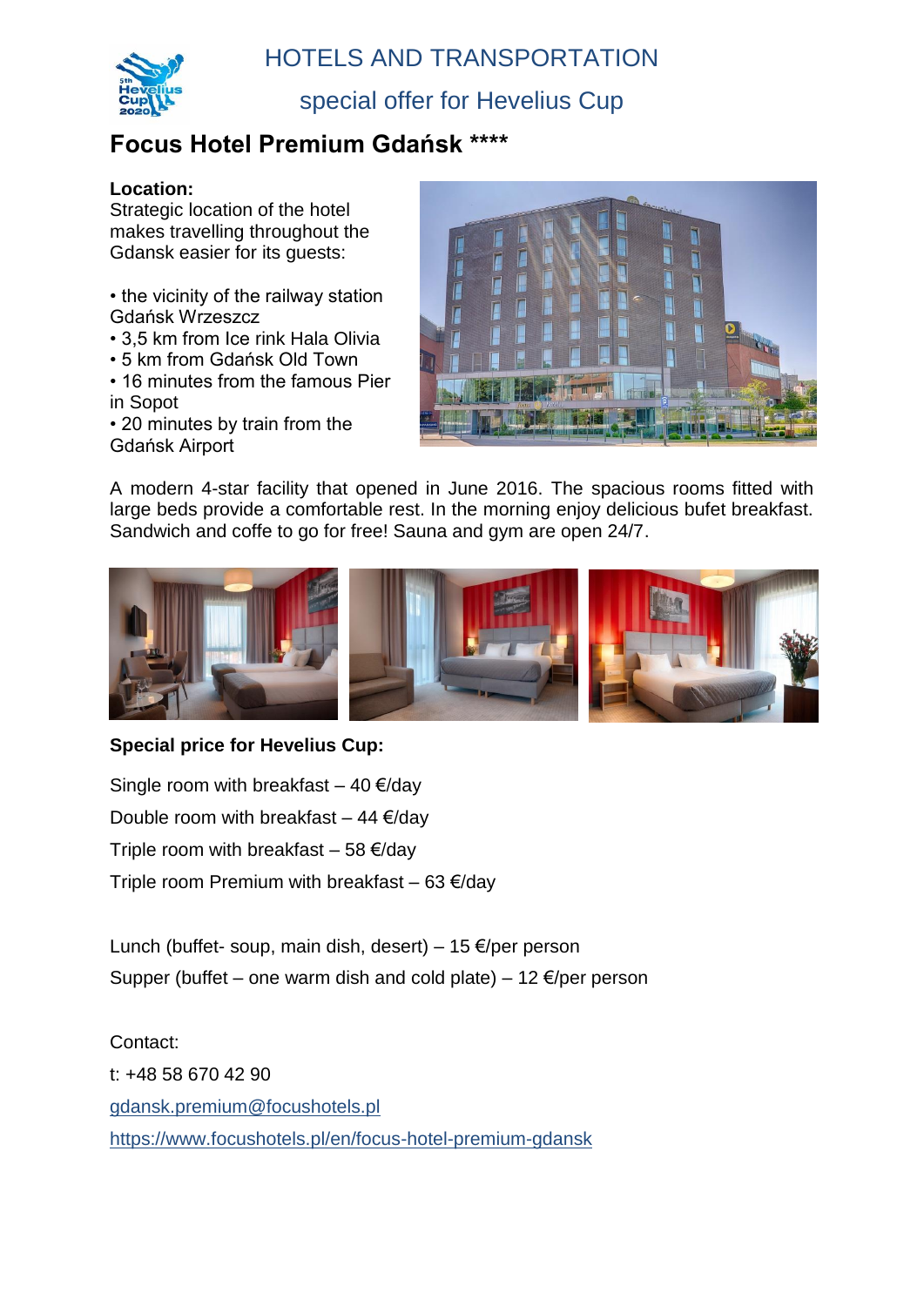# HOTELS AND TRANSPORTATION

## special offer for Hevelius Cup

## Focus Hotel Premium Gdańsk ****

**Location:**

Strategic location of the hotel makes travelling throughout the Gdansk easier for its guests:

- the vicinity of the railway station Gdańsk Wrzeszcz
- 3,5 km from Ice rink Hala Olivia
- 5 km from Gdańsk Old Town
- 16 minutes from the famous Pier in Sopot
- 20 minutes by train from the Gdańsk Airport

A modern 4-star facility that opened in June 2016. The spacious rooms fitted with large beds provide a comfortable rest. In the morning enjoy delicious bufet breakfast. Sandwich and coffe to go for free! Sauna and gym are open 24/7.

**Special price for Hevelius Cup:**

Single room with breakfast – 40 €/day

Double room with breakfast – 44 €/day

Triple room with breakfast – 58 €/day

Triple room Premium with breakfast – 63 €/day

Lunch (buffet- soup, main dish, desert) – 15 €/per person

Supper (buffet – one warm dish and cold plate) – 12 €/per person

Contact:

t: +48 58 670 42 90

gdansk.premium@focushotels.pl

https://www.focushotels.pl/en/focus-hotel-premium-gdansk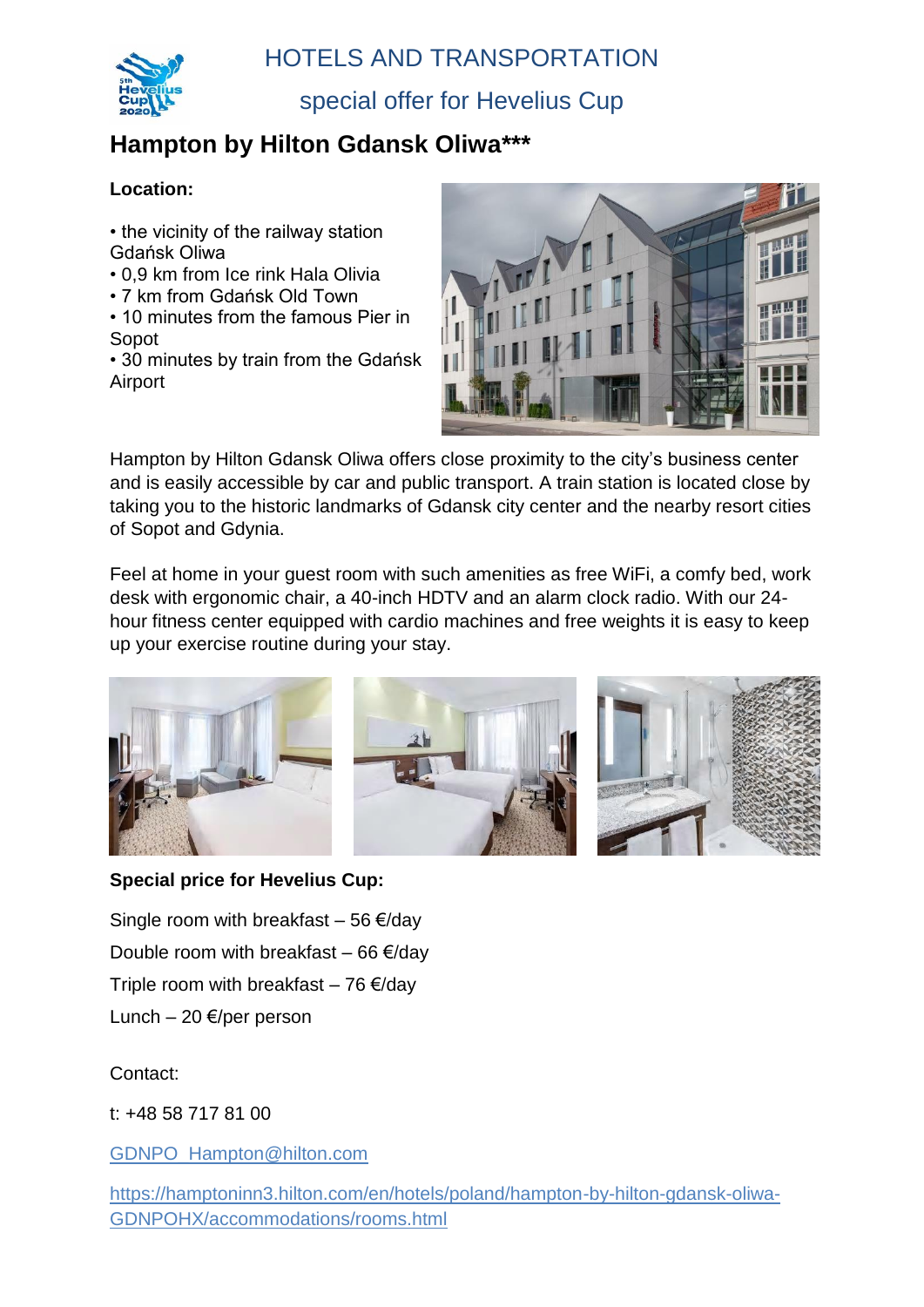# HOTELS AND TRANSPORTATION

## special offer for Hevelius Cup

## Hampton by Hilton Gdansk Oliwa***

**Location:**

- the vicinity of the railway station Gdańsk Oliwa
- 0,9 km from Ice rink Hala Olivia
- 7 km from Gdańsk Old Town
- 10 minutes from the famous Pier in Sopot
- 30 minutes by train from the Gdańsk Airport

Hampton by Hilton Gdansk Oliwa offers close proximity to the city's business center and is easily accessible by car and public transport. A train station is located close by taking you to the historic landmarks of Gdansk city center and the nearby resort cities of Sopot and Gdynia.

Feel at home in your guest room with such amenities as free WiFi, a comfy bed, work desk with ergonomic chair, a 40-inch HDTV and an alarm clock radio. With our 24-hour fitness center equipped with cardio machines and free weights it is easy to keep up your exercise routine during your stay.

**Special price for Hevelius Cup:**

Single room with breakfast – 56 €/day

Double room with breakfast – 66 €/day

Triple room with breakfast – 76 €/day

Lunch – 20 €/per person

Contact:

t: +48 58 717 81 00

GDNPO_Hampton@hilton.com

https://hamptoninn3.hilton.com/en/hotels/poland/hampton-by-hilton-gdansk-oliwa-GDNPOHX/accommodations/rooms.html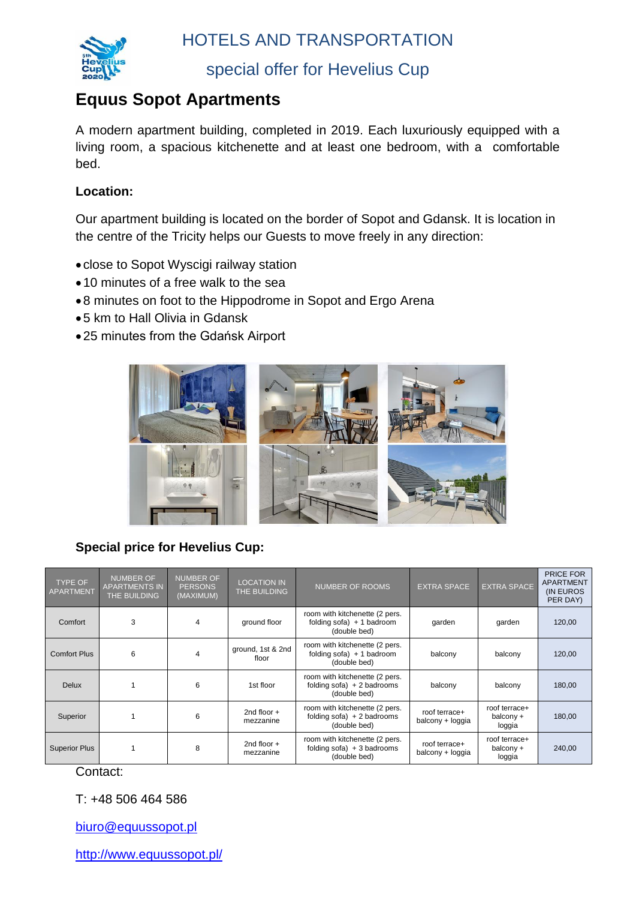# HOTELS AND TRANSPORTATION

## special offer for Hevelius Cup

## Equus Sopot Apartments

A modern apartment building, completed in 2019. Each luxuriously equipped with a living room, a spacious kitchenette and at least one bedroom, with a comfortable bed.

**Location:**

Our apartment building is located on the border of Sopot and Gdansk. It is location in the centre of the Tricity helps our Guests to move freely in any direction:

- close to Sopot Wyscigi railway station
- 10 minutes of a free walk to the sea
- 8 minutes on foot to the Hippodrome in Sopot and Ergo Arena
- 5 km to Hall Olivia in Gdansk
- 25 minutes from the Gdańsk Airport

**Special price for Hevelius Cup:**

| TYPE OF APARTMENT | NUMBER OF APARTMENTS IN THE BUILDING | NUMBER OF PERSONS (MAXIMUM) | LOCATION IN THE BUILDING | NUMBER OF ROOMS | EXTRA SPACE | EXTRA SPACE | PRICE FOR APARTMENT (IN EUROS PER DAY) |
|---|---|---|---|---|---|---|---|
| Comfort | 3 | 4 | ground floor | room with kitchenette (2 pers. folding sofa) + 1 badroom (double bed) | garden | garden | 120,00 |
| Comfort Plus | 6 | 4 | ground, 1st & 2nd floor | room with kitchenette (2 pers. folding sofa) + 1 badroom (double bed) | balcony | balcony | 120,00 |
| Delux | 1 | 6 | 1st floor | room with kitchenette (2 pers. folding sofa) + 2 badrooms (double bed) | balcony | balcony | 180,00 |
| Superior | 1 | 6 | 2nd floor + mezzanine | room with kitchenette (2 pers. folding sofa) + 2 badrooms (double bed) | roof terrace+ balcony + loggia | roof terrace+ balcony + loggia | 180,00 |
| Superior Plus | 1 | 8 | 2nd floor + mezzanine | room with kitchenette (2 pers. folding sofa) + 3 badrooms (double bed) | roof terrace+ balcony + loggia | roof terrace+ balcony + loggia | 240,00 |

Contact:

T: +48 506 464 586

biuro@equussopot.pl

http://www.equussopot.pl/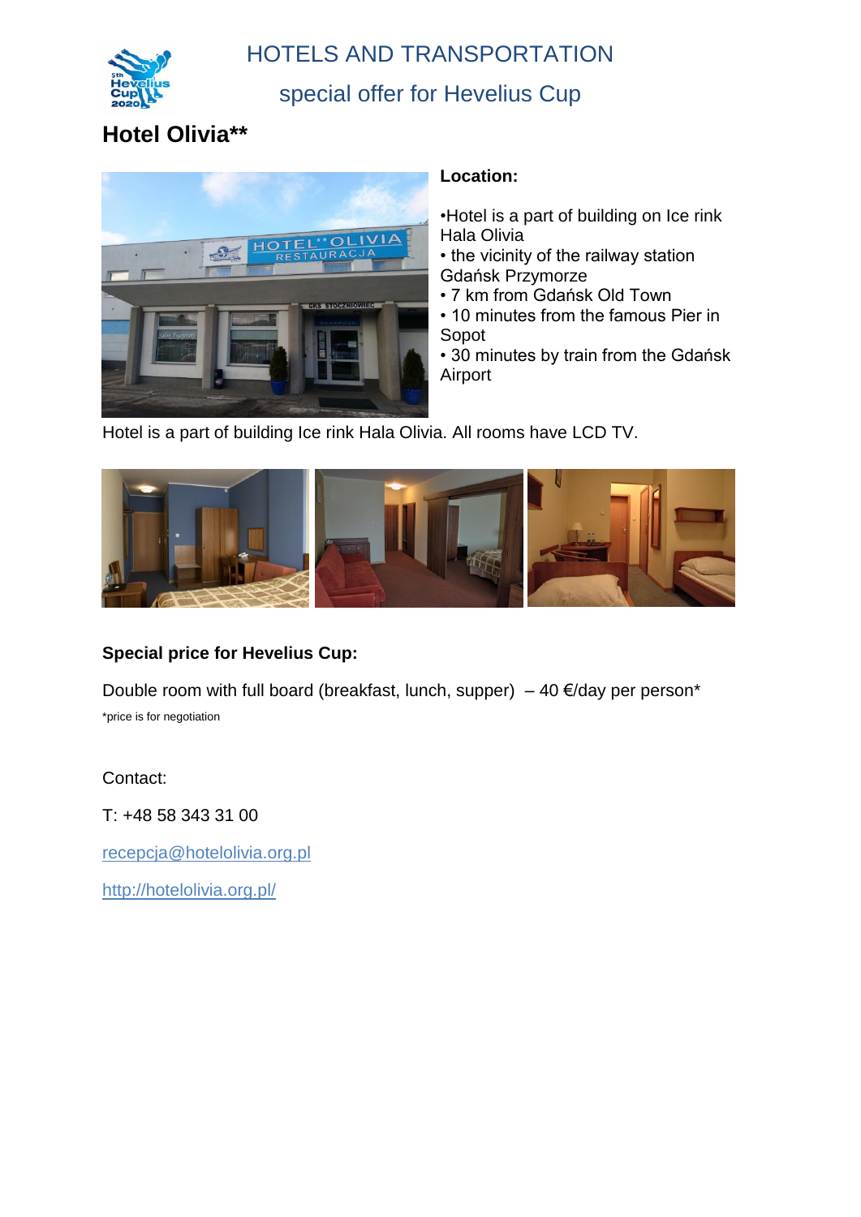# HOTELS AND TRANSPORTATION

## special offer for Hevelius Cup

## Hotel Olivia**

**Location:**

- Hotel is a part of building on Ice rink Hala Olivia
- the vicinity of the railway station Gdańsk Przymorze
- 7 km from Gdańsk Old Town
- 10 minutes from the famous Pier in Sopot
- 30 minutes by train from the Gdańsk Airport

Hotel is a part of building Ice rink Hala Olivia. All rooms have LCD TV.

**Special price for Hevelius Cup:**

Double room with full board (breakfast, lunch, supper) – 40 €/day per person*

*price is for negotiation

Contact:

T: +48 58 343 31 00

recepcja@hotelolivia.org.pl

http://hotelolivia.org.pl/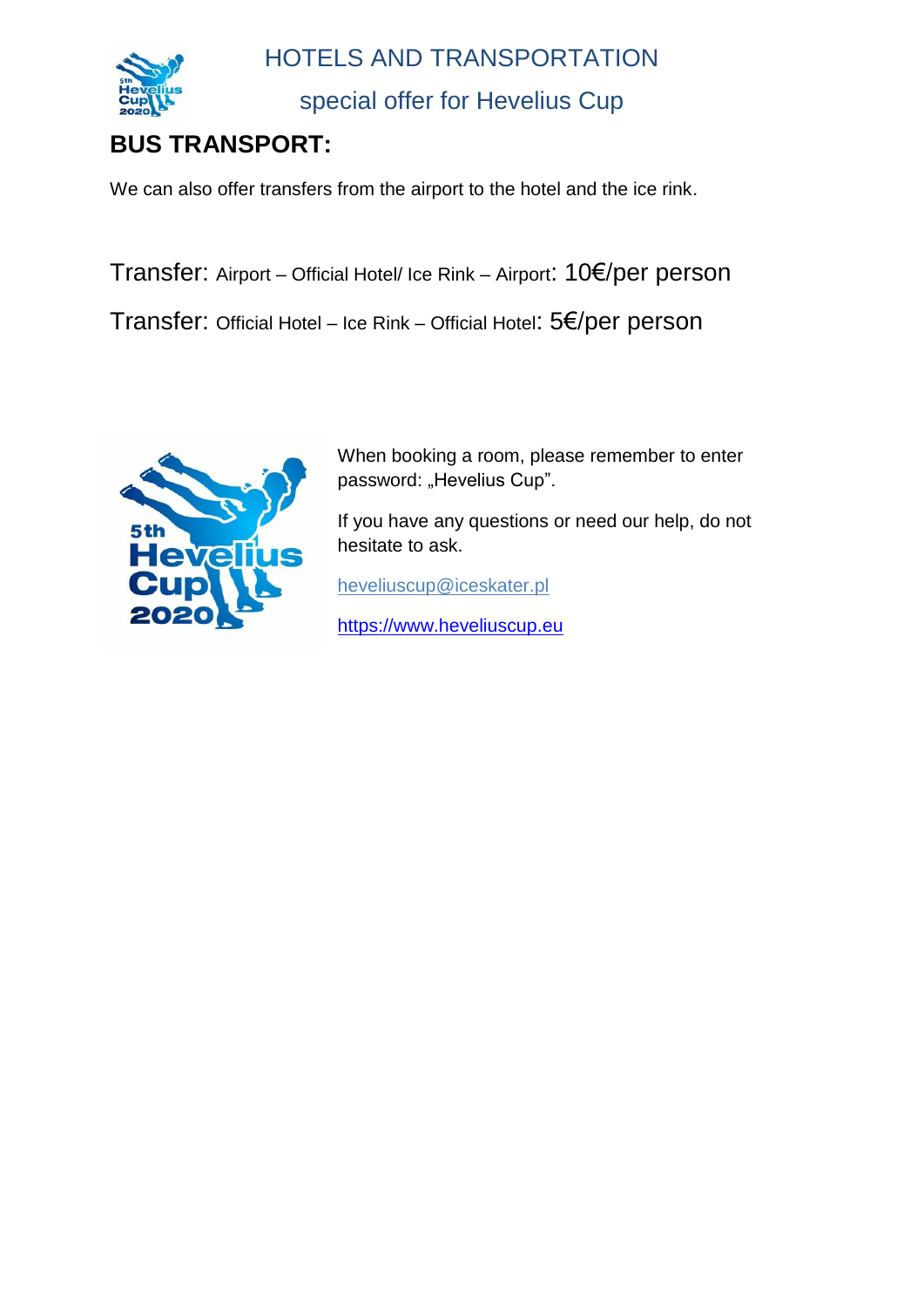# HOTELS AND TRANSPORTATION

## special offer for Hevelius Cup

## BUS TRANSPORT:

We can also offer transfers from the airport to the hotel and the ice rink.

Transfer: Airport – Official Hotel/ Ice Rink – Airport: 10€/per person

Transfer: Official Hotel – Ice Rink – Official Hotel: 5€/per person

When booking a room, please remember to enter password: „Hevelius Cup".

If you have any questions or need our help, do not hesitate to ask.

heveliuscup@iceskater.pl

https://www.heveliuscup.eu